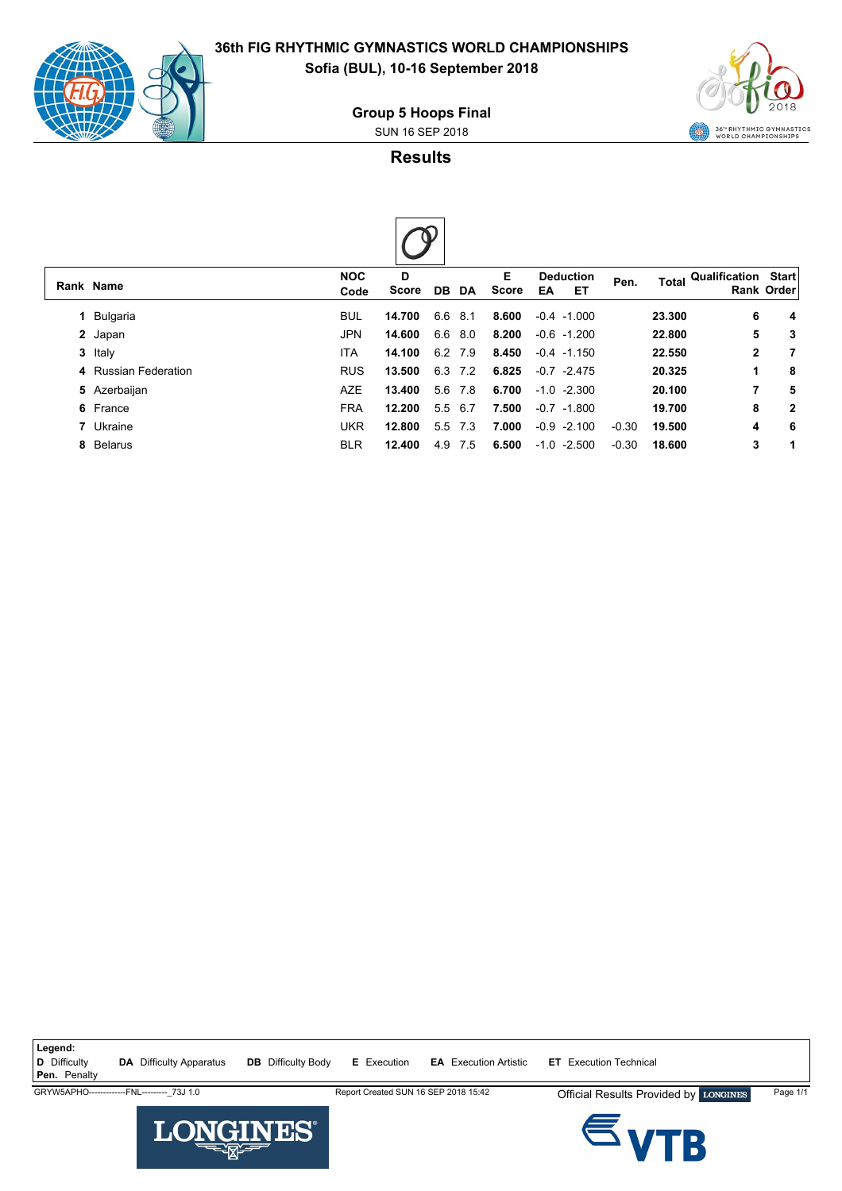# 36th FIG RHYTHMIC GYMNASTICS WORLD CHAMPIONSHIPS

**Sofia (BUL), 10-16 September 2018**

## Group 5 Hoops Final

SUN 16 SEP 2018

### Results

| Rank | Name | NOC Code | D Score | DB | DA | E Score | Deduction EA | Deduction ET | Pen. | Total | Qualification Rank | Start Order |
|---|---|---|---|---|---|---|---|---|---|---|---|---|
| 1 | Bulgaria | BUL | **14.700** | 6.6 | 8.1 | **8.600** | -0.4 | -1.000 | | **23.300** | **6** | **4** |
| 2 | Japan | JPN | **14.600** | 6.6 | 8.0 | **8.200** | -0.6 | -1.200 | | **22.800** | **5** | **3** |
| 3 | Italy | ITA | **14.100** | 6.2 | 7.9 | **8.450** | -0.4 | -1.150 | | **22.550** | **2** | **7** |
| 4 | Russian Federation | RUS | **13.500** | 6.3 | 7.2 | **6.825** | -0.7 | -2.475 | | **20.325** | **1** | **8** |
| 5 | Azerbaijan | AZE | **13.400** | 5.6 | 7.8 | **6.700** | -1.0 | -2.300 | | **20.100** | **7** | **5** |
| 6 | France | FRA | **12.200** | 5.5 | 6.7 | **7.500** | -0.7 | -1.800 | | **19.700** | **8** | **2** |
| 7 | Ukraine | UKR | **12.800** | 5.5 | 7.3 | **7.000** | -0.9 | -2.100 | -0.30 | **19.500** | **4** | **6** |
| 8 | Belarus | BLR | **12.400** | 4.9 | 7.5 | **6.500** | -1.0 | -2.500 | -0.30 | **18.600** | **3** | **1** |

**Legend:**
**D** Difficulty **DA** Difficulty Apparatus **DB** Difficulty Body **E** Execution **EA** Execution Artistic **ET** Execution Technical
**Pen.** Penalty

GRYW5APHO--------------FNL---------_73J 1.0 Report Created SUN 16 SEP 2018 15:42 Official Results Provided by LONGINES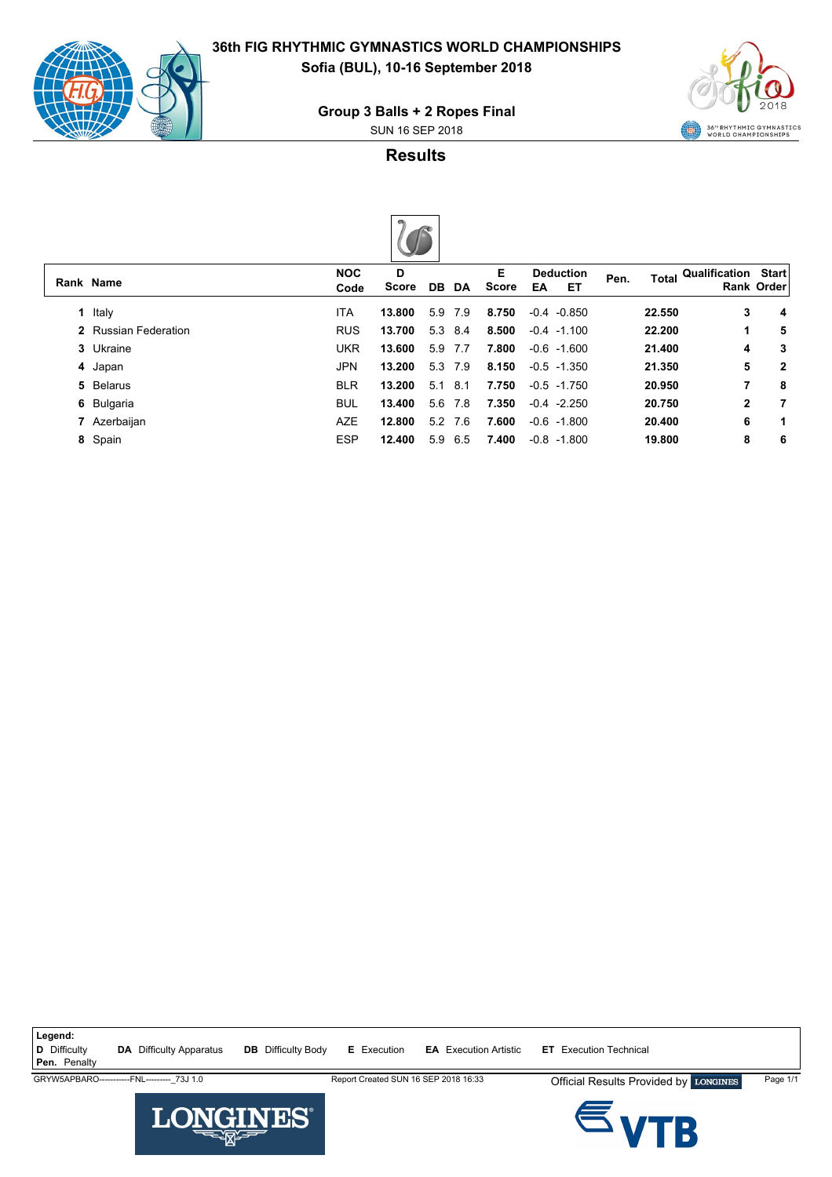**36th FIG RHYTHMIC GYMNASTICS WORLD CHAMPIONSHIPS**
**Sofia (BUL), 10-16 September 2018**

**Group 3 Balls + 2 Ropes Final**
SUN 16 SEP 2018

## Results

| Rank | Name | NOC Code | D Score | DB | DA | E Score | Deduction EA | Deduction ET | Pen. | Total | Qualification Rank | Start Order |
|---|---|---|---|---|---|---|---|---|---|---|---|---|
| 1 | Italy | ITA | 13.800 | 5.9 | 7.9 | 8.750 | -0.4 | -0.850 | | 22.550 | 3 | 4 |
| 2 | Russian Federation | RUS | 13.700 | 5.3 | 8.4 | 8.500 | -0.4 | -1.100 | | 22.200 | 1 | 5 |
| 3 | Ukraine | UKR | 13.600 | 5.9 | 7.7 | 7.800 | -0.6 | -1.600 | | 21.400 | 4 | 3 |
| 4 | Japan | JPN | 13.200 | 5.3 | 7.9 | 8.150 | -0.5 | -1.350 | | 21.350 | 5 | 2 |
| 5 | Belarus | BLR | 13.200 | 5.1 | 8.1 | 7.750 | -0.5 | -1.750 | | 20.950 | 7 | 8 |
| 6 | Bulgaria | BUL | 13.400 | 5.6 | 7.8 | 7.350 | -0.4 | -2.250 | | 20.750 | 2 | 7 |
| 7 | Azerbaijan | AZE | 12.800 | 5.2 | 7.6 | 7.600 | -0.6 | -1.800 | | 20.400 | 6 | 1 |
| 8 | Spain | ESP | 12.400 | 5.9 | 6.5 | 7.400 | -0.8 | -1.800 | | 19.800 | 8 | 6 |

**Legend:**
**D** Difficulty **DA** Difficulty Apparatus **DB** Difficulty Body **E** Execution **EA** Execution Artistic **ET** Execution Technical
**Pen.** Penalty

GRYW5APBARO------------FNL----------_73J 1.0 Report Created SUN 16 SEP 2018 16:33 Official Results Provided by LONGINES